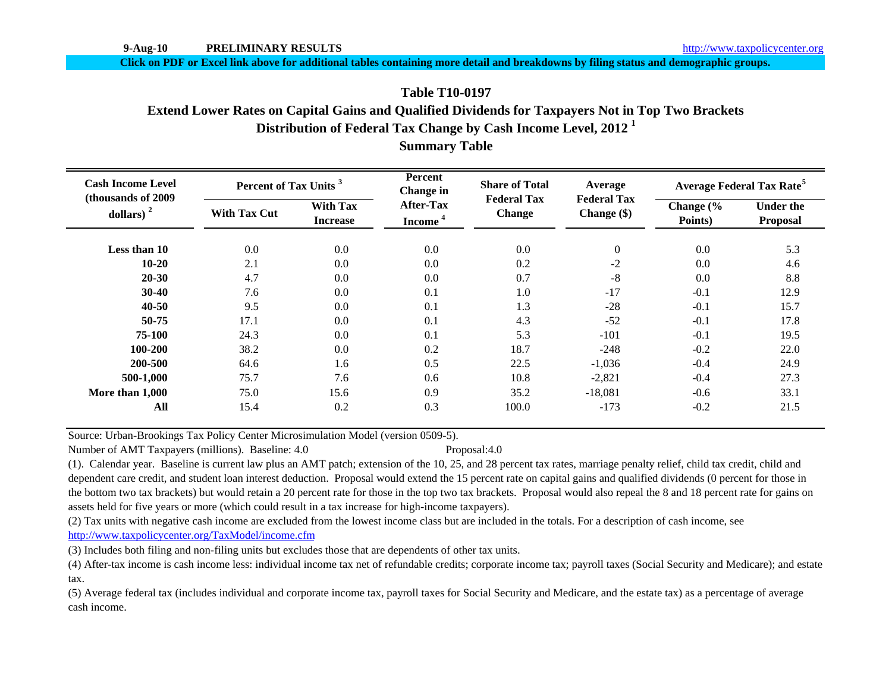9-Aug-10 **PRELIMINARY RESULTS** http://www.taxpolicycenter.org

**Click on PDF or Excel link above for additional tables containing more detail and breakdowns by filing status and demographic groups.**

## Table T10-0197

## Extend Lower Rates on Capital Gains and Qualified Dividends for Taxpayers Not in Top Two Brackets

## Distribution of Federal Tax Change by Cash Income Level, 2012 [1]

## Summary Table

| Cash Income Level (thousands of 2009 dollars) [2] | Percent of Tax Units [3] | | Percent Change in After-Tax Income [4] | Share of Total Federal Tax Change | Average Federal Tax Change ($) | Average Federal Tax Rate[5] | |
|---|---|---|---|---|---|---|---|
| | With Tax Cut | With Tax Increase | | | | Change (% Points) | Under the Proposal |
| **Less than 10** | 0.0 | 0.0 | 0.0 | 0.0 | 0 | 0.0 | 5.3 |
| **10-20** | 2.1 | 0.0 | 0.0 | 0.2 | -2 | 0.0 | 4.6 |
| **20-30** | 4.7 | 0.0 | 0.0 | 0.7 | -8 | 0.0 | 8.8 |
| **30-40** | 7.6 | 0.0 | 0.1 | 1.0 | -17 | -0.1 | 12.9 |
| **40-50** | 9.5 | 0.0 | 0.1 | 1.3 | -28 | -0.1 | 15.7 |
| **50-75** | 17.1 | 0.0 | 0.1 | 4.3 | -52 | -0.1 | 17.8 |
| **75-100** | 24.3 | 0.0 | 0.1 | 5.3 | -101 | -0.1 | 19.5 |
| **100-200** | 38.2 | 0.0 | 0.2 | 18.7 | -248 | -0.2 | 22.0 |
| **200-500** | 64.6 | 1.6 | 0.5 | 22.5 | -1,036 | -0.4 | 24.9 |
| **500-1,000** | 75.7 | 7.6 | 0.6 | 10.8 | -2,821 | -0.4 | 27.3 |
| **More than 1,000** | 75.0 | 15.6 | 0.9 | 35.2 | -18,081 | -0.6 | 33.1 |
| **All** | 15.4 | 0.2 | 0.3 | 100.0 | -173 | -0.2 | 21.5 |

Source: Urban-Brookings Tax Policy Center Microsimulation Model (version 0509-5).

Number of AMT Taxpayers (millions). Baseline: 4.0 Proposal:4.0

(1). Calendar year. Baseline is current law plus an AMT patch; extension of the 10, 25, and 28 percent tax rates, marriage penalty relief, child tax credit, child and dependent care credit, and student loan interest deduction. Proposal would extend the 15 percent rate on capital gains and qualified dividends (0 percent for those in the bottom two tax brackets) but would retain a 20 percent rate for those in the top two tax brackets. Proposal would also repeal the 8 and 18 percent rate for gains on assets held for five years or more (which could result in a tax increase for high-income taxpayers).

(2) Tax units with negative cash income are excluded from the lowest income class but are included in the totals. For a description of cash income, see http://www.taxpolicycenter.org/TaxModel/income.cfm

(3) Includes both filing and non-filing units but excludes those that are dependents of other tax units.

(4) After-tax income is cash income less: individual income tax net of refundable credits; corporate income tax; payroll taxes (Social Security and Medicare); and estate tax.

(5) Average federal tax (includes individual and corporate income tax, payroll taxes for Social Security and Medicare, and the estate tax) as a percentage of average cash income.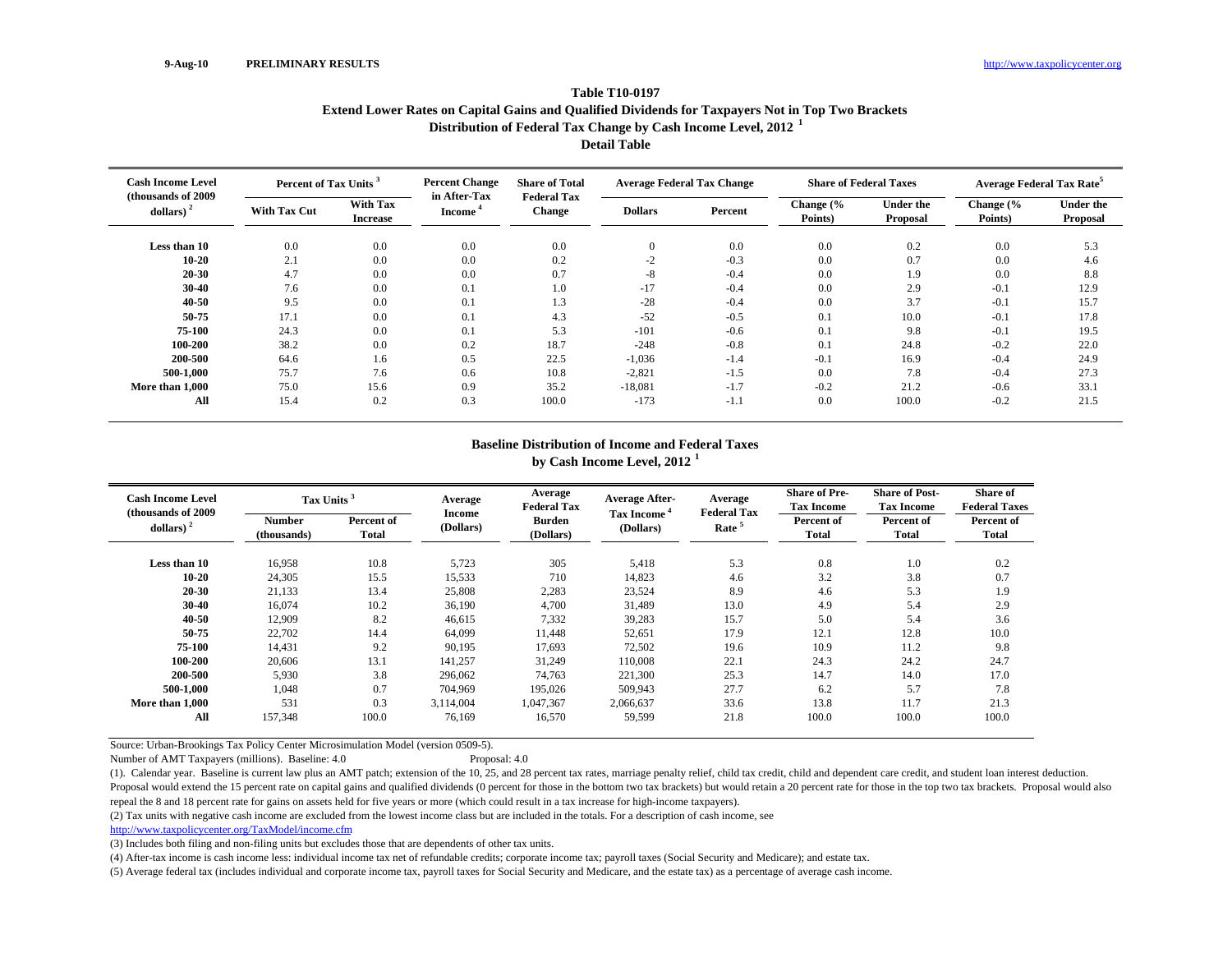9-Aug-10 **PRELIMINARY RESULTS** http://www.taxpolicycenter.org

## Table T10-0197
## Extend Lower Rates on Capital Gains and Qualified Dividends for Taxpayers Not in Top Two Brackets
## Distribution of Federal Tax Change by Cash Income Level, 2012 [1]
## Detail Table

| Cash Income Level (thousands of 2009 dollars) [2] | Percent of Tax Units [3] | | Percent Change in After-Tax Income [4] | Share of Total Federal Tax Change | Average Federal Tax Change | | Share of Federal Taxes | | Average Federal Tax Rate[5] | |
|---|---|---|---|---|---|---|---|---|---|---|
| | With Tax Cut | With Tax Increase | | | Dollars | Percent | Change (% Points) | Under the Proposal | Change (% Points) | Under the Proposal |
| **Less than 10** | 0.0 | 0.0 | 0.0 | 0.0 | 0 | 0.0 | 0.0 | 0.2 | 0.0 | 5.3 |
| **10-20** | 2.1 | 0.0 | 0.0 | 0.2 | -2 | -0.3 | 0.0 | 0.7 | 0.0 | 4.6 |
| **20-30** | 4.7 | 0.0 | 0.0 | 0.7 | -8 | -0.4 | 0.0 | 1.9 | 0.0 | 8.8 |
| **30-40** | 7.6 | 0.0 | 0.1 | 1.0 | -17 | -0.4 | 0.0 | 2.9 | -0.1 | 12.9 |
| **40-50** | 9.5 | 0.0 | 0.1 | 1.3 | -28 | -0.4 | 0.0 | 3.7 | -0.1 | 15.7 |
| **50-75** | 17.1 | 0.0 | 0.1 | 4.3 | -52 | -0.5 | 0.1 | 10.0 | -0.1 | 17.8 |
| **75-100** | 24.3 | 0.0 | 0.1 | 5.3 | -101 | -0.6 | 0.1 | 9.8 | -0.1 | 19.5 |
| **100-200** | 38.2 | 0.0 | 0.2 | 18.7 | -248 | -0.8 | 0.1 | 24.8 | -0.2 | 22.0 |
| **200-500** | 64.6 | 1.6 | 0.5 | 22.5 | -1,036 | -1.4 | -0.1 | 16.9 | -0.4 | 24.9 |
| **500-1,000** | 75.7 | 7.6 | 0.6 | 10.8 | -2,821 | -1.5 | 0.0 | 7.8 | -0.4 | 27.3 |
| **More than 1,000** | 75.0 | 15.6 | 0.9 | 35.2 | -18,081 | -1.7 | -0.2 | 21.2 | -0.6 | 33.1 |
| **All** | 15.4 | 0.2 | 0.3 | 100.0 | -173 | -1.1 | 0.0 | 100.0 | -0.2 | 21.5 |

## Baseline Distribution of Income and Federal Taxes
## by Cash Income Level, 2012 [1]

| Cash Income Level (thousands of 2009 dollars) [2] | Tax Units [3] | | Average Income (Dollars) | Average Federal Tax Burden (Dollars) | Average After-Tax Income [4] (Dollars) | Average Federal Tax Rate [5] | Share of Pre-Tax Income | Share of Post-Tax Income | Share of Federal Taxes |
|---|---|---|---|---|---|---|---|---|---|
| | Number (thousands) | Percent of Total | | | | | Percent of Total | Percent of Total | Percent of Total |
| **Less than 10** | 16,958 | 10.8 | 5,723 | 305 | 5,418 | 5.3 | 0.8 | 1.0 | 0.2 |
| **10-20** | 24,305 | 15.5 | 15,533 | 710 | 14,823 | 4.6 | 3.2 | 3.8 | 0.7 |
| **20-30** | 21,133 | 13.4 | 25,808 | 2,283 | 23,524 | 8.9 | 4.6 | 5.3 | 1.9 |
| **30-40** | 16,074 | 10.2 | 36,190 | 4,700 | 31,489 | 13.0 | 4.9 | 5.4 | 2.9 |
| **40-50** | 12,909 | 8.2 | 46,615 | 7,332 | 39,283 | 15.7 | 5.0 | 5.4 | 3.6 |
| **50-75** | 22,702 | 14.4 | 64,099 | 11,448 | 52,651 | 17.9 | 12.1 | 12.8 | 10.0 |
| **75-100** | 14,431 | 9.2 | 90,195 | 17,693 | 72,502 | 19.6 | 10.9 | 11.2 | 9.8 |
| **100-200** | 20,606 | 13.1 | 141,257 | 31,249 | 110,008 | 22.1 | 24.3 | 24.2 | 24.7 |
| **200-500** | 5,930 | 3.8 | 296,062 | 74,763 | 221,300 | 25.3 | 14.7 | 14.0 | 17.0 |
| **500-1,000** | 1,048 | 0.7 | 704,969 | 195,026 | 509,943 | 27.7 | 6.2 | 5.7 | 7.8 |
| **More than 1,000** | 531 | 0.3 | 3,114,004 | 1,047,367 | 2,066,637 | 33.6 | 13.8 | 11.7 | 21.3 |
| **All** | 157,348 | 100.0 | 76,169 | 16,570 | 59,599 | 21.8 | 100.0 | 100.0 | 100.0 |

Source: Urban-Brookings Tax Policy Center Microsimulation Model (version 0509-5).

Number of AMT Taxpayers (millions). Baseline: 4.0 Proposal: 4.0

(1). Calendar year. Baseline is current law plus an AMT patch; extension of the 10, 25, and 28 percent tax rates, marriage penalty relief, child tax credit, child and dependent care credit, and student loan interest deduction. Proposal would extend the 15 percent rate on capital gains and qualified dividends (0 percent for those in the bottom two tax brackets) but would retain a 20 percent rate for those in the top two tax brackets. Proposal would also repeal the 8 and 18 percent rate for gains on assets held for five years or more (which could result in a tax increase for high-income taxpayers).

(2) Tax units with negative cash income are excluded from the lowest income class but are included in the totals. For a description of cash income, see http://www.taxpolicycenter.org/TaxModel/income.cfm

(3) Includes both filing and non-filing units but excludes those that are dependents of other tax units.

(4) After-tax income is cash income less: individual income tax net of refundable credits; corporate income tax; payroll taxes (Social Security and Medicare); and estate tax.

(5) Average federal tax (includes individual and corporate income tax, payroll taxes for Social Security and Medicare, and the estate tax) as a percentage of average cash income.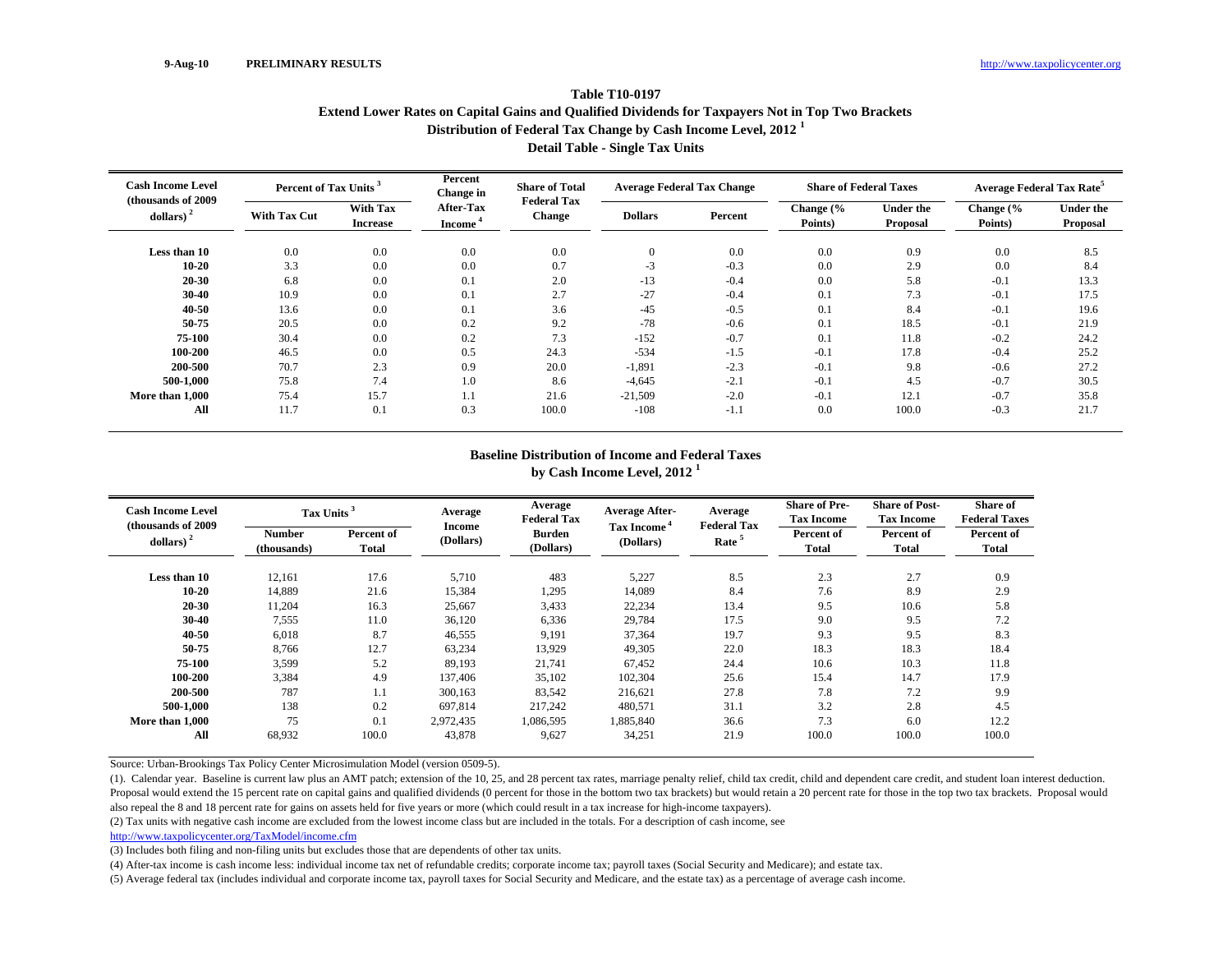9-Aug-10 **PRELIMINARY RESULTS** http://www.taxpolicycenter.org

## Table T10-0197
## Extend Lower Rates on Capital Gains and Qualified Dividends for Taxpayers Not in Top Two Brackets
## Distribution of Federal Tax Change by Cash Income Level, 2012 [1]
## Detail Table - Single Tax Units

| Cash Income Level (thousands of 2009 dollars) [2] | Percent of Tax Units [3] | | Percent Change in After-Tax Income [4] | Share of Total Federal Tax Change | Average Federal Tax Change | | Share of Federal Taxes | | Average Federal Tax Rate[5] | |
|---|---|---|---|---|---|---|---|---|---|---|
| | With Tax Cut | With Tax Increase | | | Dollars | Percent | Change (% Points) | Under the Proposal | Change (% Points) | Under the Proposal |
| Less than 10 | 0.0 | 0.0 | 0.0 | 0.0 | 0 | 0.0 | 0.0 | 0.9 | 0.0 | 8.5 |
| 10-20 | 3.3 | 0.0 | 0.0 | 0.7 | -3 | -0.3 | 0.0 | 2.9 | 0.0 | 8.4 |
| 20-30 | 6.8 | 0.0 | 0.1 | 2.0 | -13 | -0.4 | 0.0 | 5.8 | -0.1 | 13.3 |
| 30-40 | 10.9 | 0.0 | 0.1 | 2.7 | -27 | -0.4 | 0.1 | 7.3 | -0.1 | 17.5 |
| 40-50 | 13.6 | 0.0 | 0.1 | 3.6 | -45 | -0.5 | 0.1 | 8.4 | -0.1 | 19.6 |
| 50-75 | 20.5 | 0.0 | 0.2 | 9.2 | -78 | -0.6 | 0.1 | 18.5 | -0.1 | 21.9 |
| 75-100 | 30.4 | 0.0 | 0.2 | 7.3 | -152 | -0.7 | 0.1 | 11.8 | -0.2 | 24.2 |
| 100-200 | 46.5 | 0.0 | 0.5 | 24.3 | -534 | -1.5 | -0.1 | 17.8 | -0.4 | 25.2 |
| 200-500 | 70.7 | 2.3 | 0.9 | 20.0 | -1,891 | -2.3 | -0.1 | 9.8 | -0.6 | 27.2 |
| 500-1,000 | 75.8 | 7.4 | 1.0 | 8.6 | -4,645 | -2.1 | -0.1 | 4.5 | -0.7 | 30.5 |
| More than 1,000 | 75.4 | 15.7 | 1.1 | 21.6 | -21,509 | -2.0 | -0.1 | 12.1 | -0.7 | 35.8 |
| All | 11.7 | 0.1 | 0.3 | 100.0 | -108 | -1.1 | 0.0 | 100.0 | -0.3 | 21.7 |

## Baseline Distribution of Income and Federal Taxes
## by Cash Income Level, 2012 [1]

| Cash Income Level (thousands of 2009 dollars) [2] | Tax Units [3] | | Average Income (Dollars) | Average Federal Tax Burden (Dollars) | Average After-Tax Income [4] (Dollars) | Average Federal Tax Rate [5] | Share of Pre-Tax Income | Share of Post-Tax Income | Share of Federal Taxes |
|---|---|---|---|---|---|---|---|---|---|
| | Number (thousands) | Percent of Total | | | | | Percent of Total | Percent of Total | Percent of Total |
| Less than 10 | 12,161 | 17.6 | 5,710 | 483 | 5,227 | 8.5 | 2.3 | 2.7 | 0.9 |
| 10-20 | 14,889 | 21.6 | 15,384 | 1,295 | 14,089 | 8.4 | 7.6 | 8.9 | 2.9 |
| 20-30 | 11,204 | 16.3 | 25,667 | 3,433 | 22,234 | 13.4 | 9.5 | 10.6 | 5.8 |
| 30-40 | 7,555 | 11.0 | 36,120 | 6,336 | 29,784 | 17.5 | 9.0 | 9.5 | 7.2 |
| 40-50 | 6,018 | 8.7 | 46,555 | 9,191 | 37,364 | 19.7 | 9.3 | 9.5 | 8.3 |
| 50-75 | 8,766 | 12.7 | 63,234 | 13,929 | 49,305 | 22.0 | 18.3 | 18.3 | 18.4 |
| 75-100 | 3,599 | 5.2 | 89,193 | 21,741 | 67,452 | 24.4 | 10.6 | 10.3 | 11.8 |
| 100-200 | 3,384 | 4.9 | 137,406 | 35,102 | 102,304 | 25.6 | 15.4 | 14.7 | 17.9 |
| 200-500 | 787 | 1.1 | 300,163 | 83,542 | 216,621 | 27.8 | 7.8 | 7.2 | 9.9 |
| 500-1,000 | 138 | 0.2 | 697,814 | 217,242 | 480,571 | 31.1 | 3.2 | 2.8 | 4.5 |
| More than 1,000 | 75 | 0.1 | 2,972,435 | 1,086,595 | 1,885,840 | 36.6 | 7.3 | 6.0 | 12.2 |
| All | 68,932 | 100.0 | 43,878 | 9,627 | 34,251 | 21.9 | 100.0 | 100.0 | 100.0 |

Source: Urban-Brookings Tax Policy Center Microsimulation Model (version 0509-5).

(1). Calendar year. Baseline is current law plus an AMT patch; extension of the 10, 25, and 28 percent tax rates, marriage penalty relief, child tax credit, child and dependent care credit, and student loan interest deduction. Proposal would extend the 15 percent rate on capital gains and qualified dividends (0 percent for those in the bottom two tax brackets) but would retain a 20 percent rate for those in the top two tax brackets. Proposal would also repeal the 8 and 18 percent rate for gains on assets held for five years or more (which could result in a tax increase for high-income taxpayers).

(2) Tax units with negative cash income are excluded from the lowest income class but are included in the totals. For a description of cash income, see http://www.taxpolicycenter.org/TaxModel/income.cfm

(3) Includes both filing and non-filing units but excludes those that are dependents of other tax units.

(4) After-tax income is cash income less: individual income tax net of refundable credits; corporate income tax; payroll taxes (Social Security and Medicare); and estate tax.

(5) Average federal tax (includes individual and corporate income tax, payroll taxes for Social Security and Medicare, and the estate tax) as a percentage of average cash income.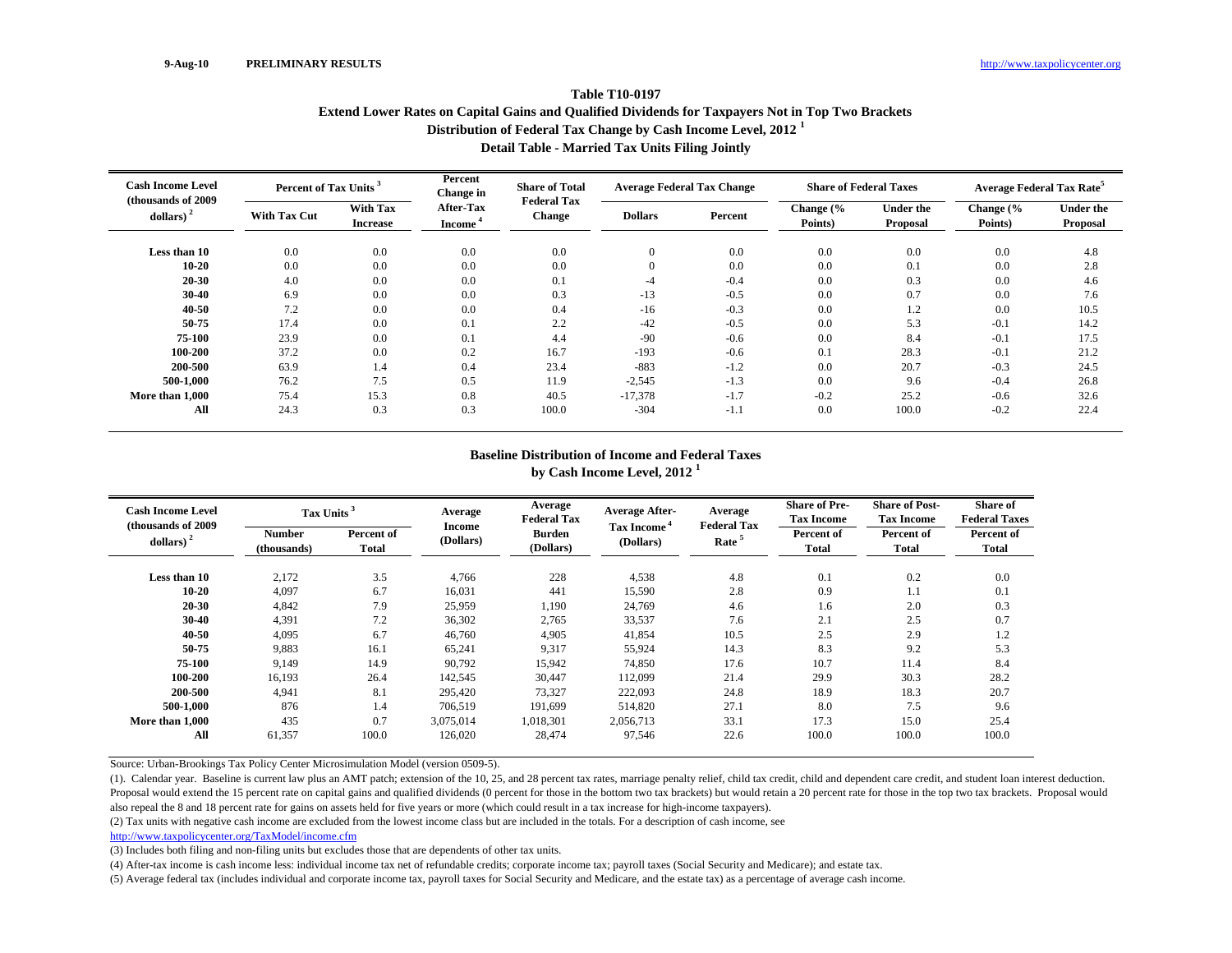9-Aug-10 PRELIMINARY RESULTS http://www.taxpolicycenter.org

# Table T10-0197

## Extend Lower Rates on Capital Gains and Qualified Dividends for Taxpayers Not in Top Two Brackets

## Distribution of Federal Tax Change by Cash Income Level, 2012 [1]

## Detail Table - Married Tax Units Filing Jointly

| Cash Income Level (thousands of 2009 dollars) [2] | Percent of Tax Units [3] | | Percent Change in After-Tax Income [4] | Share of Total Federal Tax Change | Average Federal Tax Change | | Share of Federal Taxes | | Average Federal Tax Rate[5] | |
|---|---|---|---|---|---|---|---|---|---|---|
| | With Tax Cut | With Tax Increase | | | Dollars | Percent | Change (% Points) | Under the Proposal | Change (% Points) | Under the Proposal |
| Less than 10 | 0.0 | 0.0 | 0.0 | 0.0 | 0 | 0.0 | 0.0 | 0.0 | 0.0 | 4.8 |
| 10-20 | 0.0 | 0.0 | 0.0 | 0.0 | 0 | 0.0 | 0.0 | 0.1 | 0.0 | 2.8 |
| 20-30 | 4.0 | 0.0 | 0.0 | 0.1 | -4 | -0.4 | 0.0 | 0.3 | 0.0 | 4.6 |
| 30-40 | 6.9 | 0.0 | 0.0 | 0.3 | -13 | -0.5 | 0.0 | 0.7 | 0.0 | 7.6 |
| 40-50 | 7.2 | 0.0 | 0.0 | 0.4 | -16 | -0.3 | 0.0 | 1.2 | 0.0 | 10.5 |
| 50-75 | 17.4 | 0.0 | 0.1 | 2.2 | -42 | -0.5 | 0.0 | 5.3 | -0.1 | 14.2 |
| 75-100 | 23.9 | 0.0 | 0.1 | 4.4 | -90 | -0.6 | 0.0 | 8.4 | -0.1 | 17.5 |
| 100-200 | 37.2 | 0.0 | 0.2 | 16.7 | -193 | -0.6 | 0.1 | 28.3 | -0.1 | 21.2 |
| 200-500 | 63.9 | 1.4 | 0.4 | 23.4 | -883 | -1.2 | 0.0 | 20.7 | -0.3 | 24.5 |
| 500-1,000 | 76.2 | 7.5 | 0.5 | 11.9 | -2,545 | -1.3 | 0.0 | 9.6 | -0.4 | 26.8 |
| More than 1,000 | 75.4 | 15.3 | 0.8 | 40.5 | -17,378 | -1.7 | -0.2 | 25.2 | -0.6 | 32.6 |
| All | 24.3 | 0.3 | 0.3 | 100.0 | -304 | -1.1 | 0.0 | 100.0 | -0.2 | 22.4 |

## Baseline Distribution of Income and Federal Taxes by Cash Income Level, 2012 [1]

| Cash Income Level (thousands of 2009 dollars) [2] | Tax Units [3] | | Average Income (Dollars) | Average Federal Tax Burden (Dollars) | Average After-Tax Income [4] (Dollars) | Average Federal Tax Rate [5] | Share of Pre-Tax Income | Share of Post-Tax Income | Share of Federal Taxes |
|---|---|---|---|---|---|---|---|---|---|
| | Number (thousands) | Percent of Total | | | | | Percent of Total | Percent of Total | Percent of Total |
| Less than 10 | 2,172 | 3.5 | 4,766 | 228 | 4,538 | 4.8 | 0.1 | 0.2 | 0.0 |
| 10-20 | 4,097 | 6.7 | 16,031 | 441 | 15,590 | 2.8 | 0.9 | 1.1 | 0.1 |
| 20-30 | 4,842 | 7.9 | 25,959 | 1,190 | 24,769 | 4.6 | 1.6 | 2.0 | 0.3 |
| 30-40 | 4,391 | 7.2 | 36,302 | 2,765 | 33,537 | 7.6 | 2.1 | 2.5 | 0.7 |
| 40-50 | 4,095 | 6.7 | 46,760 | 4,905 | 41,854 | 10.5 | 2.5 | 2.9 | 1.2 |
| 50-75 | 9,883 | 16.1 | 65,241 | 9,317 | 55,924 | 14.3 | 8.3 | 9.2 | 5.3 |
| 75-100 | 9,149 | 14.9 | 90,792 | 15,942 | 74,850 | 17.6 | 10.7 | 11.4 | 8.4 |
| 100-200 | 16,193 | 26.4 | 142,545 | 30,447 | 112,099 | 21.4 | 29.9 | 30.3 | 28.2 |
| 200-500 | 4,941 | 8.1 | 295,420 | 73,327 | 222,093 | 24.8 | 18.9 | 18.3 | 20.7 |
| 500-1,000 | 876 | 1.4 | 706,519 | 191,699 | 514,820 | 27.1 | 8.0 | 7.5 | 9.6 |
| More than 1,000 | 435 | 0.7 | 3,075,014 | 1,018,301 | 2,056,713 | 33.1 | 17.3 | 15.0 | 25.4 |
| All | 61,357 | 100.0 | 126,020 | 28,474 | 97,546 | 22.6 | 100.0 | 100.0 | 100.0 |

Source: Urban-Brookings Tax Policy Center Microsimulation Model (version 0509-5).

(1). Calendar year. Baseline is current law plus an AMT patch; extension of the 10, 25, and 28 percent tax rates, marriage penalty relief, child tax credit, child and dependent care credit, and student loan interest deduction. Proposal would extend the 15 percent rate on capital gains and qualified dividends (0 percent for those in the bottom two tax brackets) but would retain a 20 percent rate for those in the top two tax brackets. Proposal would also repeal the 8 and 18 percent rate for gains on assets held for five years or more (which could result in a tax increase for high-income taxpayers).

(2) Tax units with negative cash income are excluded from the lowest income class but are included in the totals. For a description of cash income, see http://www.taxpolicycenter.org/TaxModel/income.cfm

(3) Includes both filing and non-filing units but excludes those that are dependents of other tax units.

(4) After-tax income is cash income less: individual income tax net of refundable credits; corporate income tax; payroll taxes (Social Security and Medicare); and estate tax.

(5) Average federal tax (includes individual and corporate income tax, payroll taxes for Social Security and Medicare, and the estate tax) as a percentage of average cash income.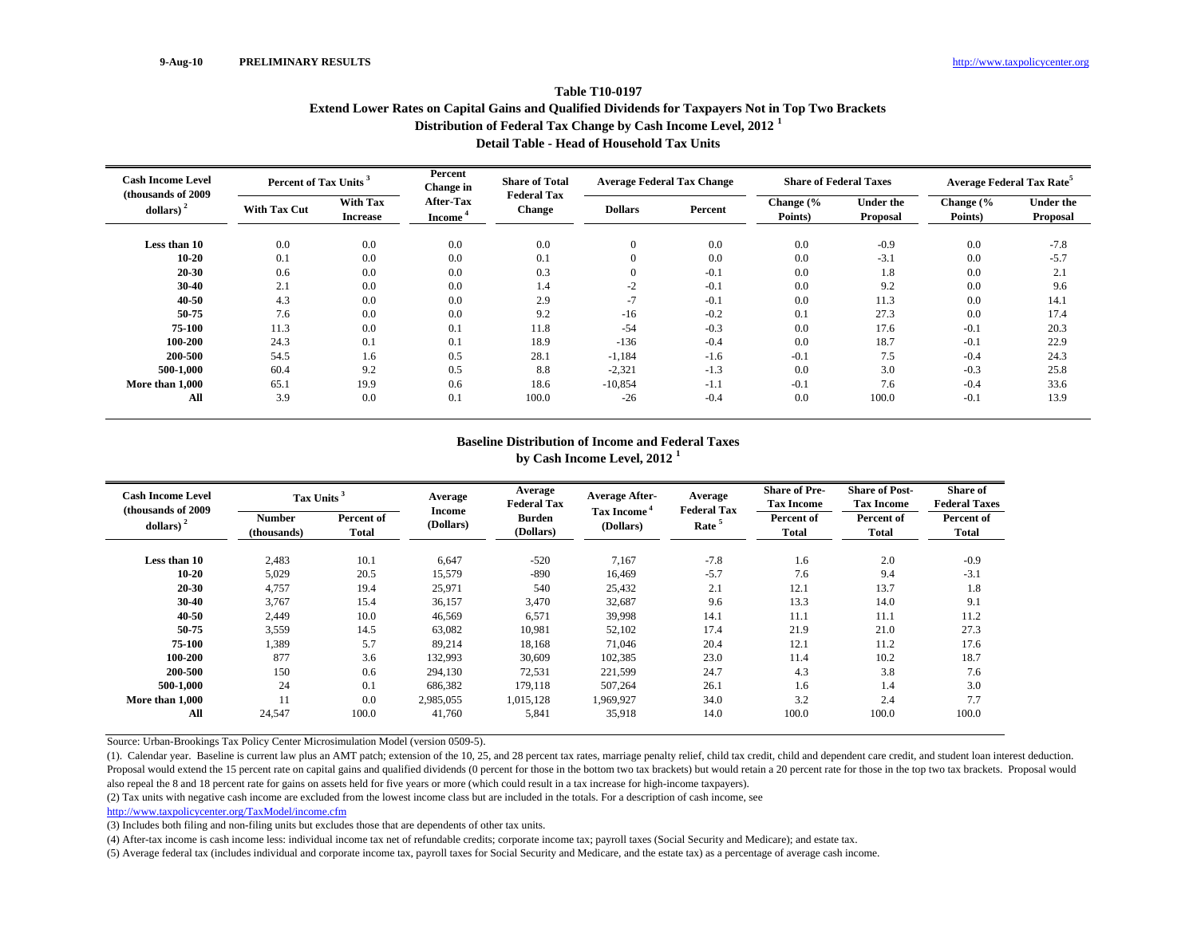9-Aug-10 PRELIMINARY RESULTS http://www.taxpolicycenter.org

## Table T10-0197
## Extend Lower Rates on Capital Gains and Qualified Dividends for Taxpayers Not in Top Two Brackets
## Distribution of Federal Tax Change by Cash Income Level, 2012 [1]
## Detail Table - Head of Household Tax Units

| Cash Income Level (thousands of 2009 dollars) [2] | Percent of Tax Units [3] | | Percent Change in After-Tax Income [4] | Share of Total Federal Tax Change | Average Federal Tax Change | | Share of Federal Taxes | | Average Federal Tax Rate[5] | |
|---|---|---|---|---|---|---|---|---|---|---|
| | With Tax Cut | With Tax Increase | | | Dollars | Percent | Change (% Points) | Under the Proposal | Change (% Points) | Under the Proposal |
| Less than 10 | 0.0 | 0.0 | 0.0 | 0.0 | 0 | 0.0 | 0.0 | -0.9 | 0.0 | -7.8 |
| 10-20 | 0.1 | 0.0 | 0.0 | 0.1 | 0 | 0.0 | 0.0 | -3.1 | 0.0 | -5.7 |
| 20-30 | 0.6 | 0.0 | 0.0 | 0.3 | 0 | -0.1 | 0.0 | 1.8 | 0.0 | 2.1 |
| 30-40 | 2.1 | 0.0 | 0.0 | 1.4 | -2 | -0.1 | 0.0 | 9.2 | 0.0 | 9.6 |
| 40-50 | 4.3 | 0.0 | 0.0 | 2.9 | -7 | -0.1 | 0.0 | 11.3 | 0.0 | 14.1 |
| 50-75 | 7.6 | 0.0 | 0.0 | 9.2 | -16 | -0.2 | 0.1 | 27.3 | 0.0 | 17.4 |
| 75-100 | 11.3 | 0.0 | 0.1 | 11.8 | -54 | -0.3 | 0.0 | 17.6 | -0.1 | 20.3 |
| 100-200 | 24.3 | 0.1 | 0.1 | 18.9 | -136 | -0.4 | 0.0 | 18.7 | -0.1 | 22.9 |
| 200-500 | 54.5 | 1.6 | 0.5 | 28.1 | -1,184 | -1.6 | -0.1 | 7.5 | -0.4 | 24.3 |
| 500-1,000 | 60.4 | 9.2 | 0.5 | 8.8 | -2,321 | -1.3 | 0.0 | 3.0 | -0.3 | 25.8 |
| More than 1,000 | 65.1 | 19.9 | 0.6 | 18.6 | -10,854 | -1.1 | -0.1 | 7.6 | -0.4 | 33.6 |
| All | 3.9 | 0.0 | 0.1 | 100.0 | -26 | -0.4 | 0.0 | 100.0 | -0.1 | 13.9 |

## Baseline Distribution of Income and Federal Taxes
## by Cash Income Level, 2012 [1]

| Cash Income Level (thousands of 2009 dollars) [2] | Tax Units [3] | | Average Income (Dollars) | Average Federal Tax Burden (Dollars) | Average After-Tax Income [4] (Dollars) | Average Federal Tax Rate [5] | Share of Pre-Tax Income | Share of Post-Tax Income | Share of Federal Taxes |
|---|---|---|---|---|---|---|---|---|---|
| | Number (thousands) | Percent of Total | | | | | Percent of Total | Percent of Total | Percent of Total |
| Less than 10 | 2,483 | 10.1 | 6,647 | -520 | 7,167 | -7.8 | 1.6 | 2.0 | -0.9 |
| 10-20 | 5,029 | 20.5 | 15,579 | -890 | 16,469 | -5.7 | 7.6 | 9.4 | -3.1 |
| 20-30 | 4,757 | 19.4 | 25,971 | 540 | 25,432 | 2.1 | 12.1 | 13.7 | 1.8 |
| 30-40 | 3,767 | 15.4 | 36,157 | 3,470 | 32,687 | 9.6 | 13.3 | 14.0 | 9.1 |
| 40-50 | 2,449 | 10.0 | 46,569 | 6,571 | 39,998 | 14.1 | 11.1 | 11.1 | 11.2 |
| 50-75 | 3,559 | 14.5 | 63,082 | 10,981 | 52,102 | 17.4 | 21.9 | 21.0 | 27.3 |
| 75-100 | 1,389 | 5.7 | 89,214 | 18,168 | 71,046 | 20.4 | 12.1 | 11.2 | 17.6 |
| 100-200 | 877 | 3.6 | 132,993 | 30,609 | 102,385 | 23.0 | 11.4 | 10.2 | 18.7 |
| 200-500 | 150 | 0.6 | 294,130 | 72,531 | 221,599 | 24.7 | 4.3 | 3.8 | 7.6 |
| 500-1,000 | 24 | 0.1 | 686,382 | 179,118 | 507,264 | 26.1 | 1.6 | 1.4 | 3.0 |
| More than 1,000 | 11 | 0.0 | 2,985,055 | 1,015,128 | 1,969,927 | 34.0 | 3.2 | 2.4 | 7.7 |
| All | 24,547 | 100.0 | 41,760 | 5,841 | 35,918 | 14.0 | 100.0 | 100.0 | 100.0 |

Source: Urban-Brookings Tax Policy Center Microsimulation Model (version 0509-5).

(1). Calendar year. Baseline is current law plus an AMT patch; extension of the 10, 25, and 28 percent tax rates, marriage penalty relief, child tax credit, child and dependent care credit, and student loan interest deduction. Proposal would extend the 15 percent rate on capital gains and qualified dividends (0 percent for those in the bottom two tax brackets) but would retain a 20 percent rate for those in the top two tax brackets. Proposal would also repeal the 8 and 18 percent rate for gains on assets held for five years or more (which could result in a tax increase for high-income taxpayers).

(2) Tax units with negative cash income are excluded from the lowest income class but are included in the totals. For a description of cash income, see http://www.taxpolicycenter.org/TaxModel/income.cfm

(3) Includes both filing and non-filing units but excludes those that are dependents of other tax units.

(4) After-tax income is cash income less: individual income tax net of refundable credits; corporate income tax; payroll taxes (Social Security and Medicare); and estate tax.

(5) Average federal tax (includes individual and corporate income tax, payroll taxes for Social Security and Medicare, and the estate tax) as a percentage of average cash income.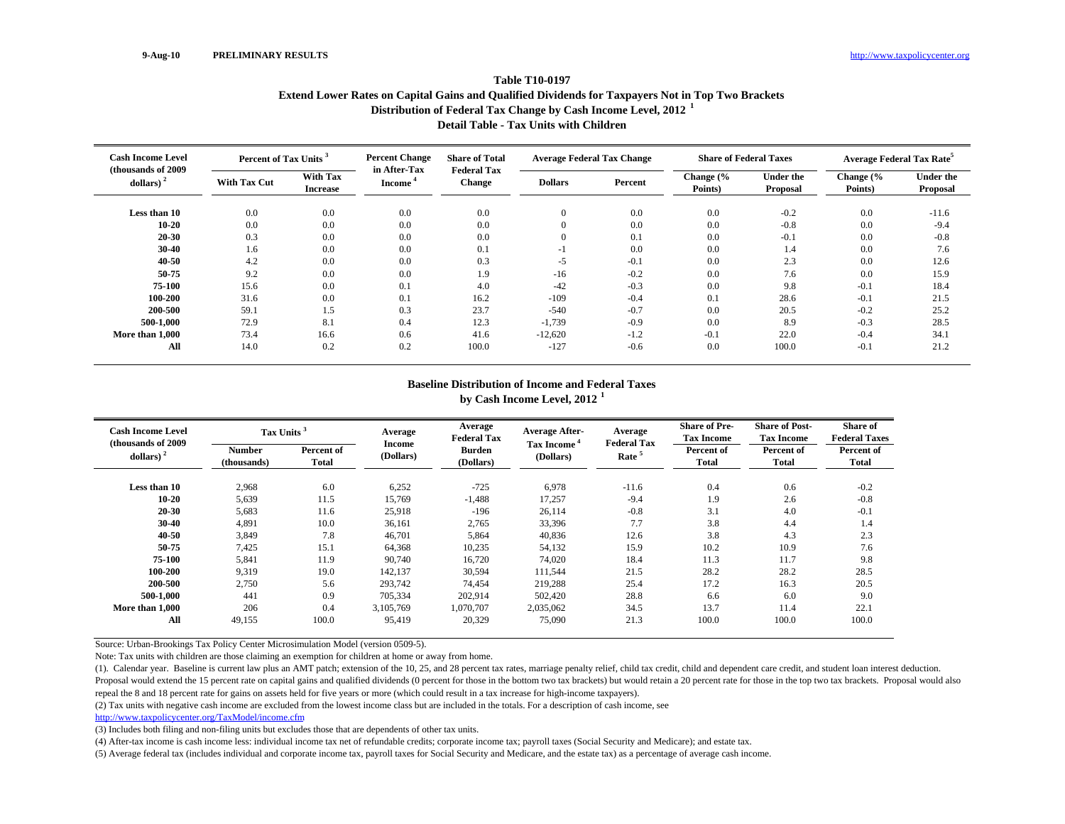9-Aug-10 **PRELIMINARY RESULTS** http://www.taxpolicycenter.org

## Table T10-0197
## Extend Lower Rates on Capital Gains and Qualified Dividends for Taxpayers Not in Top Two Brackets
## Distribution of Federal Tax Change by Cash Income Level, 2012 [1]
## Detail Table - Tax Units with Children

| Cash Income Level (thousands of 2009 dollars) [2] | Percent of Tax Units [3] | | Percent Change in After-Tax Income [4] | Share of Total Federal Tax Change | Average Federal Tax Change | | Share of Federal Taxes | | Average Federal Tax Rate[5] | |
|---|---|---|---|---|---|---|---|---|---|---|
| | With Tax Cut | With Tax Increase | | | Dollars | Percent | Change (% Points) | Under the Proposal | Change (% Points) | Under the Proposal |
| **Less than 10** | 0.0 | 0.0 | 0.0 | 0.0 | 0 | 0.0 | 0.0 | -0.2 | 0.0 | -11.6 |
| **10-20** | 0.0 | 0.0 | 0.0 | 0.0 | 0 | 0.0 | 0.0 | -0.8 | 0.0 | -9.4 |
| **20-30** | 0.3 | 0.0 | 0.0 | 0.0 | 0 | 0.1 | 0.0 | -0.1 | 0.0 | -0.8 |
| **30-40** | 1.6 | 0.0 | 0.0 | 0.1 | -1 | 0.0 | 0.0 | 1.4 | 0.0 | 7.6 |
| **40-50** | 4.2 | 0.0 | 0.0 | 0.3 | -5 | -0.1 | 0.0 | 2.3 | 0.0 | 12.6 |
| **50-75** | 9.2 | 0.0 | 0.0 | 1.9 | -16 | -0.2 | 0.0 | 7.6 | 0.0 | 15.9 |
| **75-100** | 15.6 | 0.0 | 0.1 | 4.0 | -42 | -0.3 | 0.0 | 9.8 | -0.1 | 18.4 |
| **100-200** | 31.6 | 0.0 | 0.1 | 16.2 | -109 | -0.4 | 0.1 | 28.6 | -0.1 | 21.5 |
| **200-500** | 59.1 | 1.5 | 0.3 | 23.7 | -540 | -0.7 | 0.0 | 20.5 | -0.2 | 25.2 |
| **500-1,000** | 72.9 | 8.1 | 0.4 | 12.3 | -1,739 | -0.9 | 0.0 | 8.9 | -0.3 | 28.5 |
| **More than 1,000** | 73.4 | 16.6 | 0.6 | 41.6 | -12,620 | -1.2 | -0.1 | 22.0 | -0.4 | 34.1 |
| **All** | 14.0 | 0.2 | 0.2 | 100.0 | -127 | -0.6 | 0.0 | 100.0 | -0.1 | 21.2 |

## Baseline Distribution of Income and Federal Taxes
## by Cash Income Level, 2012 [1]

| Cash Income Level (thousands of 2009 dollars) [2] | Tax Units [3] | | Average Income (Dollars) | Average Federal Tax Burden (Dollars) | Average After-Tax Income [4] (Dollars) | Average Federal Tax Rate [5] | Share of Pre-Tax Income | Share of Post-Tax Income | Share of Federal Taxes |
|---|---|---|---|---|---|---|---|---|---|
| | Number (thousands) | Percent of Total | | | | | Percent of Total | Percent of Total | Percent of Total |
| **Less than 10** | 2,968 | 6.0 | 6,252 | -725 | 6,978 | -11.6 | 0.4 | 0.6 | -0.2 |
| **10-20** | 5,639 | 11.5 | 15,769 | -1,488 | 17,257 | -9.4 | 1.9 | 2.6 | -0.8 |
| **20-30** | 5,683 | 11.6 | 25,918 | -196 | 26,114 | -0.8 | 3.1 | 4.0 | -0.1 |
| **30-40** | 4,891 | 10.0 | 36,161 | 2,765 | 33,396 | 7.7 | 3.8 | 4.4 | 1.4 |
| **40-50** | 3,849 | 7.8 | 46,701 | 5,864 | 40,836 | 12.6 | 3.8 | 4.3 | 2.3 |
| **50-75** | 7,425 | 15.1 | 64,368 | 10,235 | 54,132 | 15.9 | 10.2 | 10.9 | 7.6 |
| **75-100** | 5,841 | 11.9 | 90,740 | 16,720 | 74,020 | 18.4 | 11.3 | 11.7 | 9.8 |
| **100-200** | 9,319 | 19.0 | 142,137 | 30,594 | 111,544 | 21.5 | 28.2 | 28.2 | 28.5 |
| **200-500** | 2,750 | 5.6 | 293,742 | 74,454 | 219,288 | 25.4 | 17.2 | 16.3 | 20.5 |
| **500-1,000** | 441 | 0.9 | 705,334 | 202,914 | 502,420 | 28.8 | 6.6 | 6.0 | 9.0 |
| **More than 1,000** | 206 | 0.4 | 3,105,769 | 1,070,707 | 2,035,062 | 34.5 | 13.7 | 11.4 | 22.1 |
| **All** | 49,155 | 100.0 | 95,419 | 20,329 | 75,090 | 21.3 | 100.0 | 100.0 | 100.0 |

Source: Urban-Brookings Tax Policy Center Microsimulation Model (version 0509-5).

Note: Tax units with children are those claiming an exemption for children at home or away from home.

(1). Calendar year. Baseline is current law plus an AMT patch; extension of the 10, 25, and 28 percent tax rates, marriage penalty relief, child tax credit, child and dependent care credit, and student loan interest deduction. Proposal would extend the 15 percent rate on capital gains and qualified dividends (0 percent for those in the bottom two tax brackets) but would retain a 20 percent rate for those in the top two tax brackets. Proposal would also repeal the 8 and 18 percent rate for gains on assets held for five years or more (which could result in a tax increase for high-income taxpayers).

(2) Tax units with negative cash income are excluded from the lowest income class but are included in the totals. For a description of cash income, see http://www.taxpolicycenter.org/TaxModel/income.cfm

(3) Includes both filing and non-filing units but excludes those that are dependents of other tax units.

(4) After-tax income is cash income less: individual income tax net of refundable credits; corporate income tax; payroll taxes (Social Security and Medicare); and estate tax.

(5) Average federal tax (includes individual and corporate income tax, payroll taxes for Social Security and Medicare, and the estate tax) as a percentage of average cash income.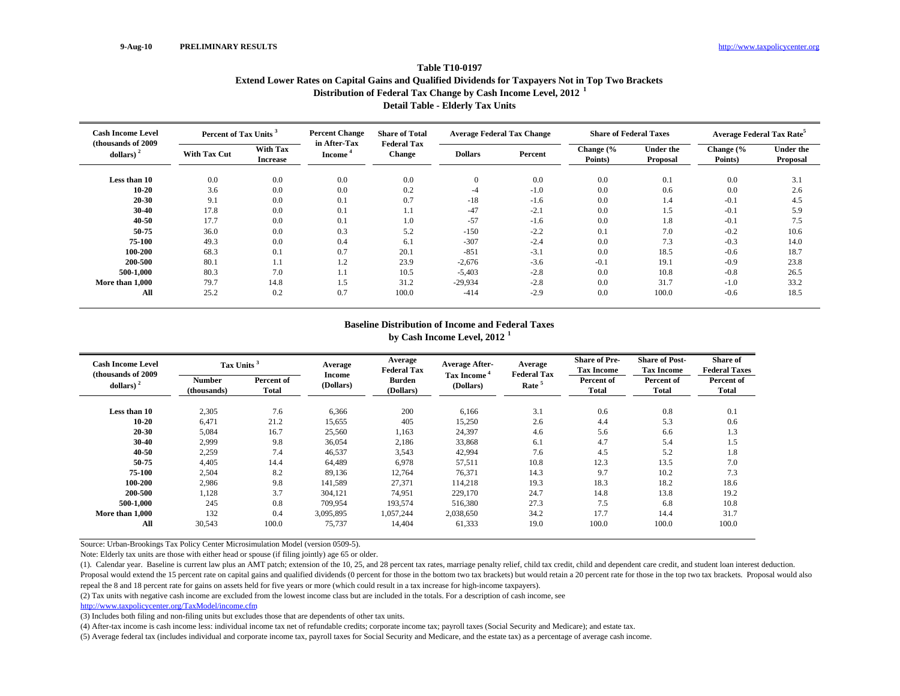9-Aug-10 PRELIMINARY RESULTS http://www.taxpolicycenter.org

## Table T10-0197
## Extend Lower Rates on Capital Gains and Qualified Dividends for Taxpayers Not in Top Two Brackets
## Distribution of Federal Tax Change by Cash Income Level, 2012 [1]
## Detail Table - Elderly Tax Units

| Cash Income Level (thousands of 2009 dollars) [2] | Percent of Tax Units [3] | | Percent Change in After-Tax Income [4] | Share of Total Federal Tax Change | Average Federal Tax Change | | Share of Federal Taxes | | Average Federal Tax Rate [5] | |
|---|---|---|---|---|---|---|---|---|---|---|
| | With Tax Cut | With Tax Increase | | | Dollars | Percent | Change (% Points) | Under the Proposal | Change (% Points) | Under the Proposal |
| Less than 10 | 0.0 | 0.0 | 0.0 | 0.0 | 0 | 0.0 | 0.0 | 0.1 | 0.0 | 3.1 |
| 10-20 | 3.6 | 0.0 | 0.0 | 0.2 | -4 | -1.0 | 0.0 | 0.6 | 0.0 | 2.6 |
| 20-30 | 9.1 | 0.0 | 0.1 | 0.7 | -18 | -1.6 | 0.0 | 1.4 | -0.1 | 4.5 |
| 30-40 | 17.8 | 0.0 | 0.1 | 1.1 | -47 | -2.1 | 0.0 | 1.5 | -0.1 | 5.9 |
| 40-50 | 17.7 | 0.0 | 0.1 | 1.0 | -57 | -1.6 | 0.0 | 1.8 | -0.1 | 7.5 |
| 50-75 | 36.0 | 0.0 | 0.3 | 5.2 | -150 | -2.2 | 0.1 | 7.0 | -0.2 | 10.6 |
| 75-100 | 49.3 | 0.0 | 0.4 | 6.1 | -307 | -2.4 | 0.0 | 7.3 | -0.3 | 14.0 |
| 100-200 | 68.3 | 0.1 | 0.7 | 20.1 | -851 | -3.1 | 0.0 | 18.5 | -0.6 | 18.7 |
| 200-500 | 80.1 | 1.1 | 1.2 | 23.9 | -2,676 | -3.6 | -0.1 | 19.1 | -0.9 | 23.8 |
| 500-1,000 | 80.3 | 7.0 | 1.1 | 10.5 | -5,403 | -2.8 | 0.0 | 10.8 | -0.8 | 26.5 |
| More than 1,000 | 79.7 | 14.8 | 1.5 | 31.2 | -29,934 | -2.8 | 0.0 | 31.7 | -1.0 | 33.2 |
| All | 25.2 | 0.2 | 0.7 | 100.0 | -414 | -2.9 | 0.0 | 100.0 | -0.6 | 18.5 |

## Baseline Distribution of Income and Federal Taxes by Cash Income Level, 2012 [1]

| Cash Income Level (thousands of 2009 dollars) [2] | Tax Units [3] | | Average Income (Dollars) | Average Federal Tax Burden (Dollars) | Average After-Tax Income [4] (Dollars) | Average Federal Tax Rate [5] | Share of Pre-Tax Income | Share of Post-Tax Income | Share of Federal Taxes |
|---|---|---|---|---|---|---|---|---|---|
| | Number (thousands) | Percent of Total | | | | | Percent of Total | Percent of Total | Percent of Total |
| Less than 10 | 2,305 | 7.6 | 6,366 | 200 | 6,166 | 3.1 | 0.6 | 0.8 | 0.1 |
| 10-20 | 6,471 | 21.2 | 15,655 | 405 | 15,250 | 2.6 | 4.4 | 5.3 | 0.6 |
| 20-30 | 5,084 | 16.7 | 25,560 | 1,163 | 24,397 | 4.6 | 5.6 | 6.6 | 1.3 |
| 30-40 | 2,999 | 9.8 | 36,054 | 2,186 | 33,868 | 6.1 | 4.7 | 5.4 | 1.5 |
| 40-50 | 2,259 | 7.4 | 46,537 | 3,543 | 42,994 | 7.6 | 4.5 | 5.2 | 1.8 |
| 50-75 | 4,405 | 14.4 | 64,489 | 6,978 | 57,511 | 10.8 | 12.3 | 13.5 | 7.0 |
| 75-100 | 2,504 | 8.2 | 89,136 | 12,764 | 76,371 | 14.3 | 9.7 | 10.2 | 7.3 |
| 100-200 | 2,986 | 9.8 | 141,589 | 27,371 | 114,218 | 19.3 | 18.3 | 18.2 | 18.6 |
| 200-500 | 1,128 | 3.7 | 304,121 | 74,951 | 229,170 | 24.7 | 14.8 | 13.8 | 19.2 |
| 500-1,000 | 245 | 0.8 | 709,954 | 193,574 | 516,380 | 27.3 | 7.5 | 6.8 | 10.8 |
| More than 1,000 | 132 | 0.4 | 3,095,895 | 1,057,244 | 2,038,650 | 34.2 | 17.7 | 14.4 | 31.7 |
| All | 30,543 | 100.0 | 75,737 | 14,404 | 61,333 | 19.0 | 100.0 | 100.0 | 100.0 |

Source: Urban-Brookings Tax Policy Center Microsimulation Model (version 0509-5).

Note: Elderly tax units are those with either head or spouse (if filing jointly) age 65 or older.

(1). Calendar year. Baseline is current law plus an AMT patch; extension of the 10, 25, and 28 percent tax rates, marriage penalty relief, child tax credit, child and dependent care credit, and student loan interest deduction. Proposal would extend the 15 percent rate on capital gains and qualified dividends (0 percent for those in the bottom two tax brackets) but would retain a 20 percent rate for those in the top two tax brackets. Proposal would also repeal the 8 and 18 percent rate for gains on assets held for five years or more (which could result in a tax increase for high-income taxpayers).

(2) Tax units with negative cash income are excluded from the lowest income class but are included in the totals. For a description of cash income, see http://www.taxpolicycenter.org/TaxModel/income.cfm

(3) Includes both filing and non-filing units but excludes those that are dependents of other tax units.

(4) After-tax income is cash income less: individual income tax net of refundable credits; corporate income tax; payroll taxes (Social Security and Medicare); and estate tax.

(5) Average federal tax (includes individual and corporate income tax, payroll taxes for Social Security and Medicare, and the estate tax) as a percentage of average cash income.